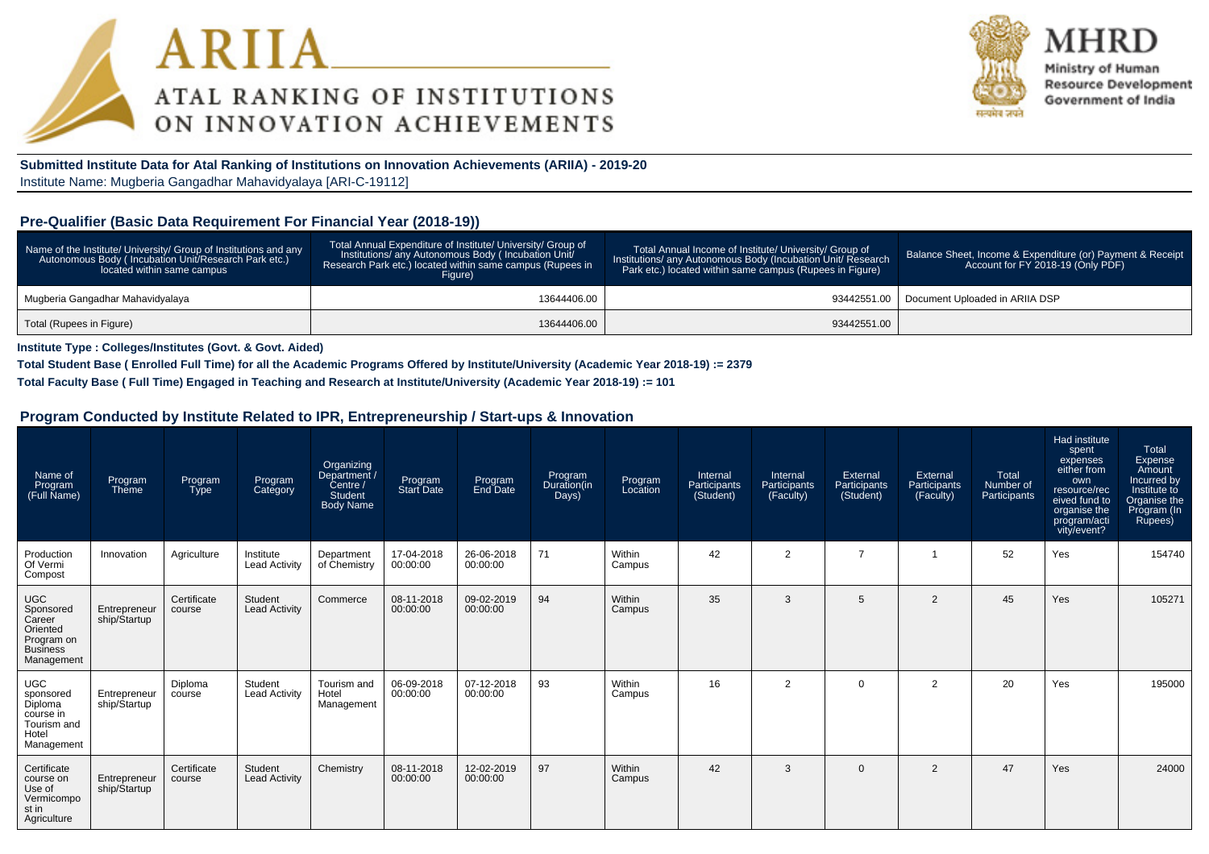# ARIIA
## ATAL RANKING OF INSTITUTIONS ON INNOVATION ACHIEVEMENTS

**MHRD**
Ministry of Human Resource Development
Government of India

**Submitted Institute Data for Atal Ranking of Institutions on Innovation Achievements (ARIIA) - 2019-20**
Institute Name: Mugberia Gangadhar Mahavidyalaya [ARI-C-19112]

## Pre-Qualifier (Basic Data Requirement For Financial Year (2018-19))

| Name of the Institute/ University/ Group of Institutions and any Autonomous Body ( Incubation Unit/Research Park etc.) located within same campus | Total Annual Expenditure of Institute/ University/ Group of Institutions/ any Autonomous Body ( Incubation Unit/ Research Park etc.) located within same campus (Rupees in Figure) | Total Annual Income of Institute/ University/ Group of Institutions/ any Autonomous Body (Incubation Unit/ Research Park etc.) located within same campus (Rupees in Figure) | Balance Sheet, Income & Expenditure (or) Payment & Receipt Account for FY 2018-19 (Only PDF) |
|---|---|---|---|
| Mugberia Gangadhar Mahavidyalaya | 13644406.00 | 93442551.00 | Document Uploaded in ARIIA DSP |
| Total (Rupees in Figure) | 13644406.00 | 93442551.00 | |

**Institute Type : Colleges/Institutes (Govt. & Govt. Aided)**

**Total Student Base ( Enrolled Full Time) for all the Academic Programs Offered by Institute/University (Academic Year 2018-19) := 2379**

**Total Faculty Base ( Full Time) Engaged in Teaching and Research at Institute/University (Academic Year 2018-19) := 101**

## Program Conducted by Institute Related to IPR, Entrepreneurship / Start-ups & Innovation

| Name of Program (Full Name) | Program Theme | Program Type | Program Category | Organizing Department / Centre / Student Body Name | Program Start Date | Program End Date | Program Duration(in Days) | Program Location | Internal Participants (Student) | Internal Participants (Faculty) | External Participants (Student) | External Participants (Faculty) | Total Number of Participants | Had institute spent expenses either from own resource/received fund to organise the program/activity/event? | Total Expense Amount Incurred by Institute to Organise the Program (In Rupees) |
|---|---|---|---|---|---|---|---|---|---|---|---|---|---|---|---|
| Production Of Vermi Compost | Innovation | Agriculture | Institute Lead Activity | Department of Chemistry | 17-04-2018 00:00:00 | 26-06-2018 00:00:00 | 71 | Within Campus | 42 | 2 | 7 | 1 | 52 | Yes | 154740 |
| UGC Sponsored Career Oriented Program on Business Management | Entrepreneurship/Startup | Certificate course | Student Lead Activity | Commerce | 08-11-2018 00:00:00 | 09-02-2019 00:00:00 | 94 | Within Campus | 35 | 3 | 5 | 2 | 45 | Yes | 105271 |
| UGC sponsored Diploma course in Tourism and Hotel Management | Entrepreneurship/Startup | Diploma course | Student Lead Activity | Tourism and Hotel Management | 06-09-2018 00:00:00 | 07-12-2018 00:00:00 | 93 | Within Campus | 16 | 2 | 0 | 2 | 20 | Yes | 195000 |
| Certificate course on Use of Vermicompost in Agriculture | Entrepreneurship/Startup | Certificate course | Student Lead Activity | Chemistry | 08-11-2018 00:00:00 | 12-02-2019 00:00:00 | 97 | Within Campus | 42 | 3 | 0 | 2 | 47 | Yes | 24000 |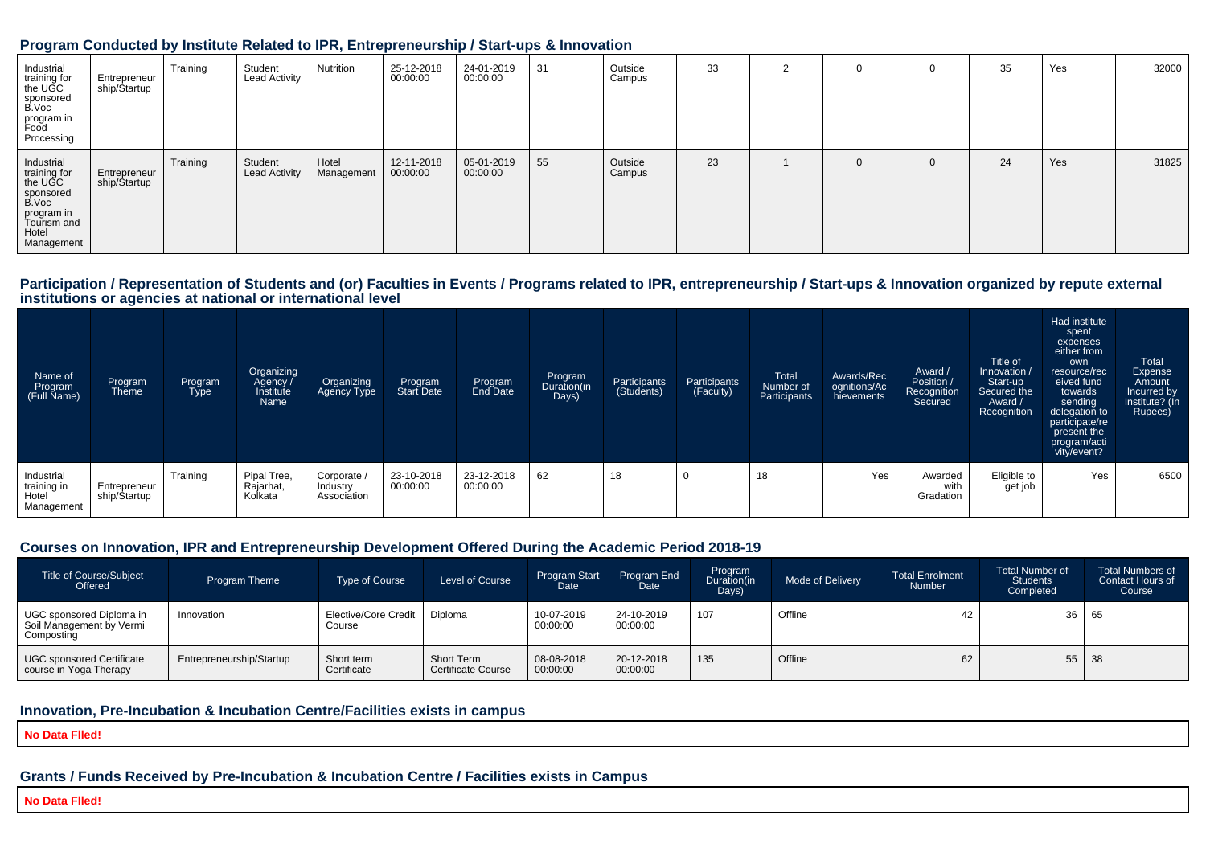## Program Conducted by Institute Related to IPR, Entrepreneurship / Start-ups & Innovation

| | | | | | | | | | | | | | | | |
|---|---|---|---|---|---|---|---|---|---|---|---|---|---|---|---|
| Industrial training for the UGC sponsored B.Voc program in Food Processing | Entrepreneurship/Startup | Training | Student Lead Activity | Nutrition | 25-12-2018 00:00:00 | 24-01-2019 00:00:00 | 31 | Outside Campus | 33 | 2 | 0 | 0 | 35 | Yes | 32000 |
| Industrial training for the UGC sponsored B.Voc program in Tourism and Hotel Management | Entrepreneurship/Startup | Training | Student Lead Activity | Hotel Management | 12-11-2018 00:00:00 | 05-01-2019 00:00:00 | 55 | Outside Campus | 23 | 1 | 0 | 0 | 24 | Yes | 31825 |

## Participation / Representation of Students and (or) Faculties in Events / Programs related to IPR, entrepreneurship / Start-ups & Innovation organized by repute external institutions or agencies at national or international level

| Name of Program (Full Name) | Program Theme | Program Type | Organizing Agency / Institute Name | Organizing Agency Type | Program Start Date | Program End Date | Program Duration(in Days) | Participants (Students) | Participants (Faculty) | Total Number of Participants | Awards/Recognitions/Achievements | Award / Position / Recognition Secured | Title of Innovation / Start-up Secured the Award / Recognition | Had institute spent expenses either from own resource/received fund towards sending delegation to participate/represent the program/activity/event? | Total Expense Amount Incurred by Institute? (In Rupees) |
|---|---|---|---|---|---|---|---|---|---|---|---|---|---|---|---|
| Industrial training in Hotel Management | Entrepreneurship/Startup | Training | Pipal Tree, Rajarhat, Kolkata | Corporate / Industry Association | 23-10-2018 00:00:00 | 23-12-2018 00:00:00 | 62 | 18 | 0 | 18 | Yes | Awarded with Gradation | Eligible to get job | Yes | 6500 |

## Courses on Innovation, IPR and Entrepreneurship Development Offered During the Academic Period 2018-19

| Title of Course/Subject Offered | Program Theme | Type of Course | Level of Course | Program Start Date | Program End Date | Program Duration(in Days) | Mode of Delivery | Total Enrolment Number | Total Number of Students Completed | Total Numbers of Contact Hours of Course |
|---|---|---|---|---|---|---|---|---|---|---|
| UGC sponsored Diploma in Soil Management by Vermi Composting | Innovation | Elective/Core Credit Course | Diploma | 10-07-2019 00:00:00 | 24-10-2019 00:00:00 | 107 | Offline | 42 | 36 | 65 |
| UGC sponsored Certificate course in Yoga Therapy | Entrepreneurship/Startup | Short term Certificate | Short Term Certificate Course | 08-08-2018 00:00:00 | 20-12-2018 00:00:00 | 135 | Offline | 62 | 55 | 38 |

## Innovation, Pre-Incubation & Incubation Centre/Facilities exists in campus

**No Data FIled!**

## Grants / Funds Received by Pre-Incubation & Incubation Centre / Facilities exists in Campus

**No Data FIled!**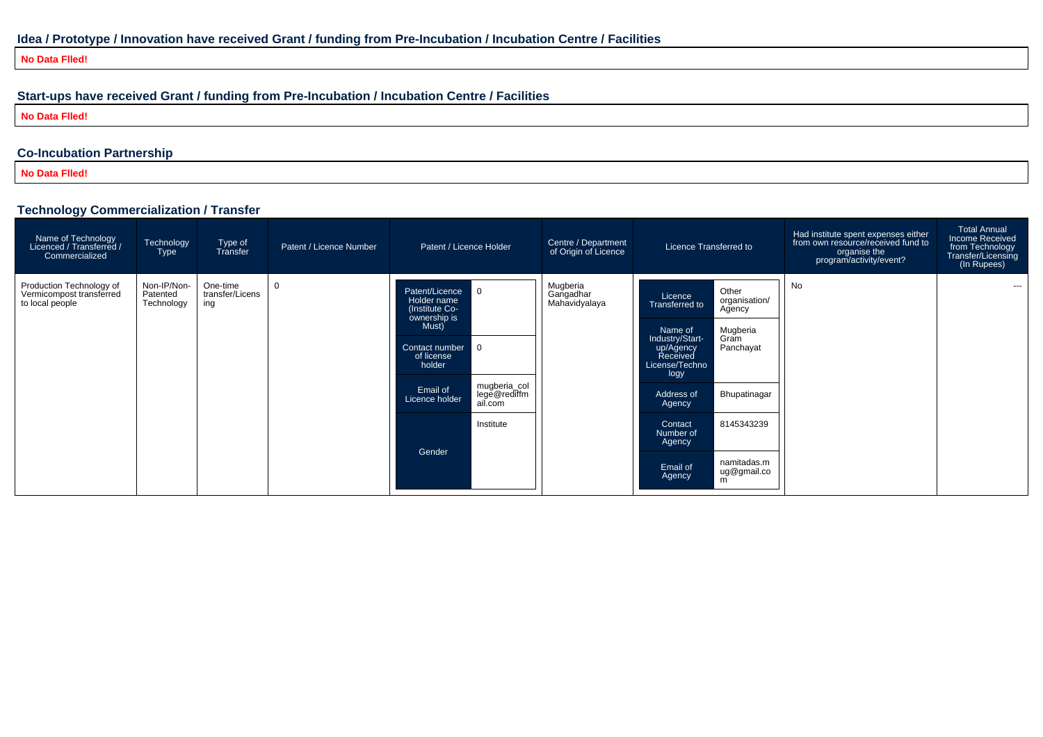### Idea / Prototype / Innovation have received Grant / funding from Pre-Incubation / Incubation Centre / Facilities

**No Data Flled!**

### Start-ups have received Grant / funding from Pre-Incubation / Incubation Centre / Facilities

**No Data Flled!**

### Co-Incubation Partnership

**No Data Flled!**

### Technology Commercialization / Transfer

| Name of Technology Licenced / Transferred / Commercialized | Technology Type | Type of Transfer | Patent / Licence Number | Patent / Licence Holder | Centre / Department of Origin of Licence | Licence Transferred to | Had institute spent expenses either from own resource/received fund to organise the program/activity/event? | Total Annual Income Received from Technology Transfer/Licensing (In Rupees) |
|---|---|---|---|---|---|---|---|---|
| Production Technology of Vermicompost transferred to local people | Non-IP/Non-Patented Technology | One-time transfer/Licensing | 0 | Patent/Licence Holder name (Institute Co-ownership is Must): 0<br>Contact number of license holder: 0<br>Email of Licence holder: mugberia_college@rediffmail.com<br>Gender: Institute | Mugberia Gangadhar Mahavidyalaya | Licence Transferred to: Other organisation/ Agency<br>Name of Industry/Start-up/Agency Received License/Technology: Mugberia Gram Panchayat<br>Address of Agency: Bhupatinagar<br>Contact Number of Agency: 8145343239<br>Email of Agency: namitadas.mug@gmail.com | No | --- |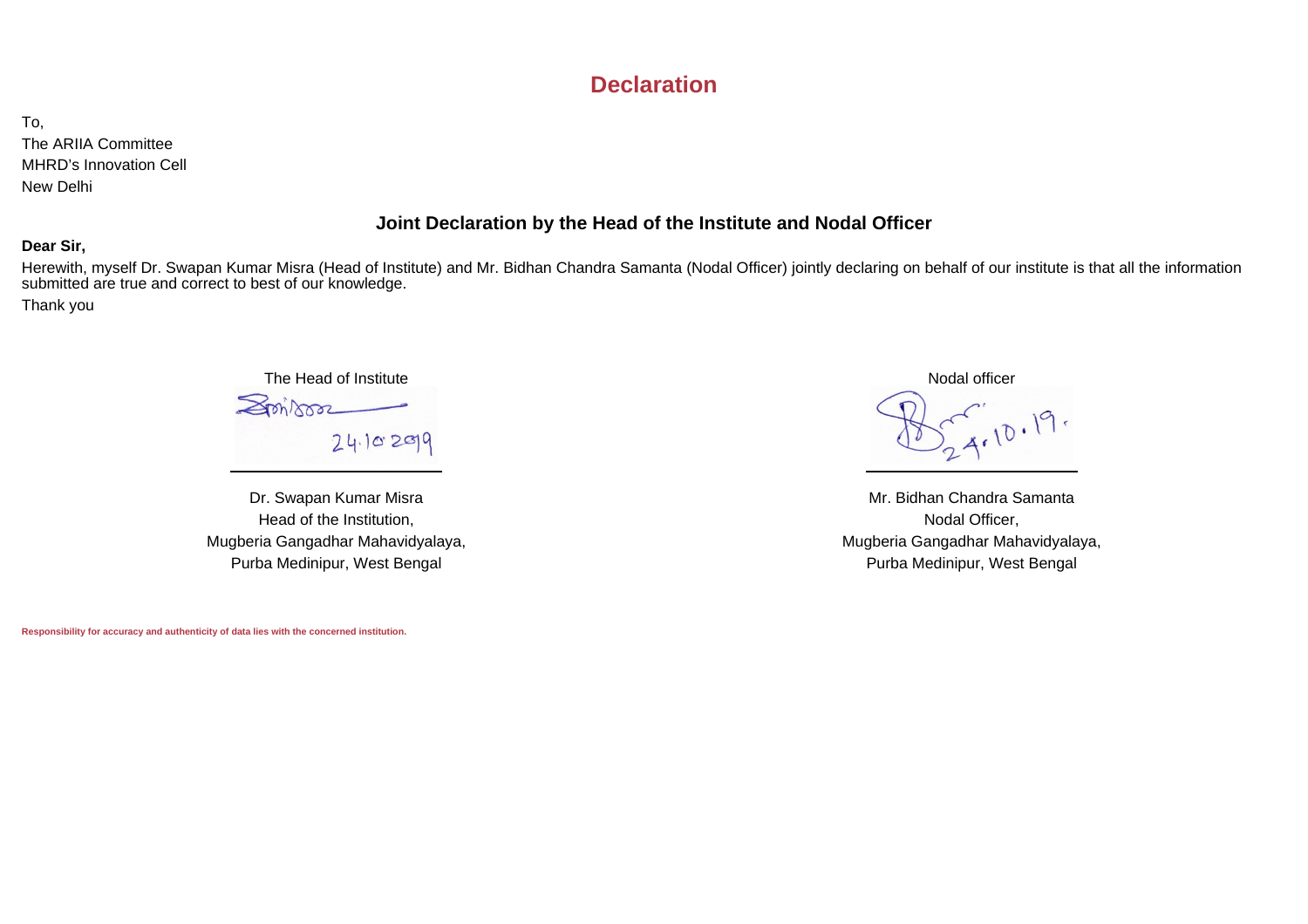# Declaration

To,
The ARIIA Committee
MHRD's Innovation Cell
New Delhi

### Joint Declaration by the Head of the Institute and Nodal Officer

**Dear Sir,**

Herewith, myself Dr. Swapan Kumar Misra (Head of Institute) and Mr. Bidhan Chandra Samanta (Nodal Officer) jointly declaring on behalf of our institute is that all the information submitted are true and correct to best of our knowledge.

Thank you

The Head of Institute

24.10.2019

Dr. Swapan Kumar Misra
Head of the Institution,
Mugberia Gangadhar Mahavidyalaya,
Purba Medinipur, West Bengal

Nodal officer

24.10.19.

Mr. Bidhan Chandra Samanta
Nodal Officer,
Mugberia Gangadhar Mahavidyalaya,
Purba Medinipur, West Bengal

**Responsibility for accuracy and authenticity of data lies with the concerned institution.**